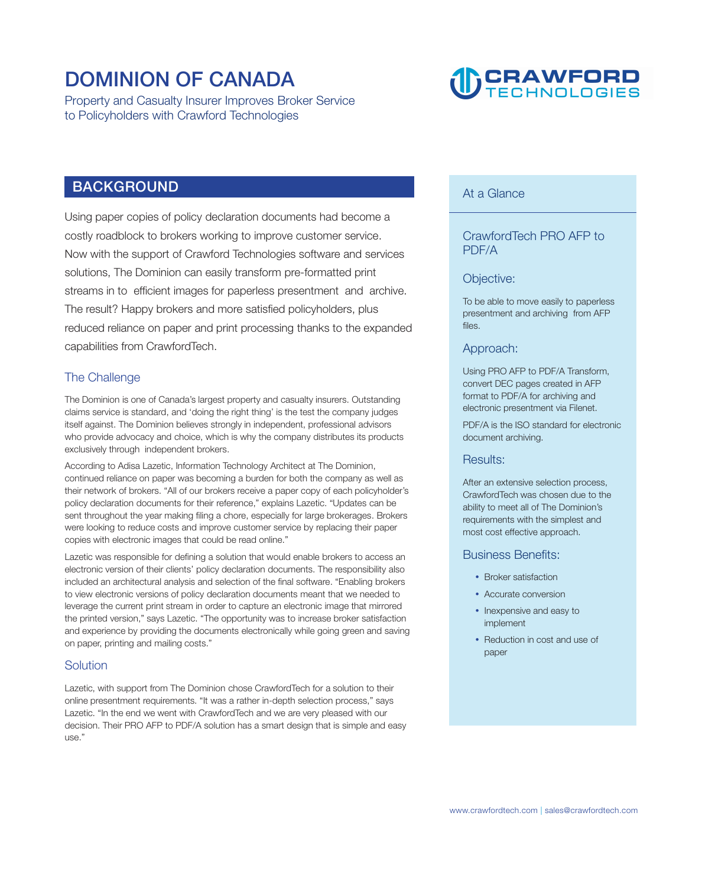# DOMINION OF CANADA

Property and Casualty Insurer Improves Broker Service to Policyholders with Crawford Technologies

CRAWFORD TECHNOLOGIES

## BACKGROUND

Using paper copies of policy declaration documents had become a costly roadblock to brokers working to improve customer service. Now with the support of Crawford Technologies software and services solutions, The Dominion can easily transform pre-formatted print streams in to efficient images for paperless presentment and archive. The result? Happy brokers and more satisfied policyholders, plus reduced reliance on paper and print processing thanks to the expanded capabilities from CrawfordTech.

### The Challenge

The Dominion is one of Canada's largest property and casualty insurers. Outstanding claims service is standard, and 'doing the right thing' is the test the company judges itself against. The Dominion believes strongly in independent, professional advisors who provide advocacy and choice, which is why the company distributes its products exclusively through independent brokers.

According to Adisa Lazetic, Information Technology Architect at The Dominion, continued reliance on paper was becoming a burden for both the company as well as their network of brokers. "All of our brokers receive a paper copy of each policyholder's policy declaration documents for their reference," explains Lazetic. "Updates can be sent throughout the year making filing a chore, especially for large brokerages. Brokers were looking to reduce costs and improve customer service by replacing their paper copies with electronic images that could be read online."

Lazetic was responsible for defining a solution that would enable brokers to access an electronic version of their clients' policy declaration documents. The responsibility also included an architectural analysis and selection of the final software. "Enabling brokers to view electronic versions of policy declaration documents meant that we needed to leverage the current print stream in order to capture an electronic image that mirrored the printed version," says Lazetic. "The opportunity was to increase broker satisfaction and experience by providing the documents electronically while going green and saving on paper, printing and mailing costs."

### Solution

Lazetic, with support from The Dominion chose CrawfordTech for a solution to their online presentment requirements. "It was a rather in-depth selection process," says Lazetic. "In the end we went with CrawfordTech and we are very pleased with our decision. Their PRO AFP to PDF/A solution has a smart design that is simple and easy use."

## At a Glance

### CrawfordTech PRO AFP to PDF/A

### Objective:

To be able to move easily to paperless presentment and archiving from AFP files.

### Approach:

Using PRO AFP to PDF/A Transform, convert DEC pages created in AFP format to PDF/A for archiving and electronic presentment via Filenet.

PDF/A is the ISO standard for electronic document archiving.

### Results:

After an extensive selection process, CrawfordTech was chosen due to the ability to meet all of The Dominion's requirements with the simplest and most cost effective approach.

### Business Benefits:

- Broker satisfaction
- Accurate conversion
- Inexpensive and easy to implement
- Reduction in cost and use of paper

www.crawfordtech.com | sales@crawfordtech.com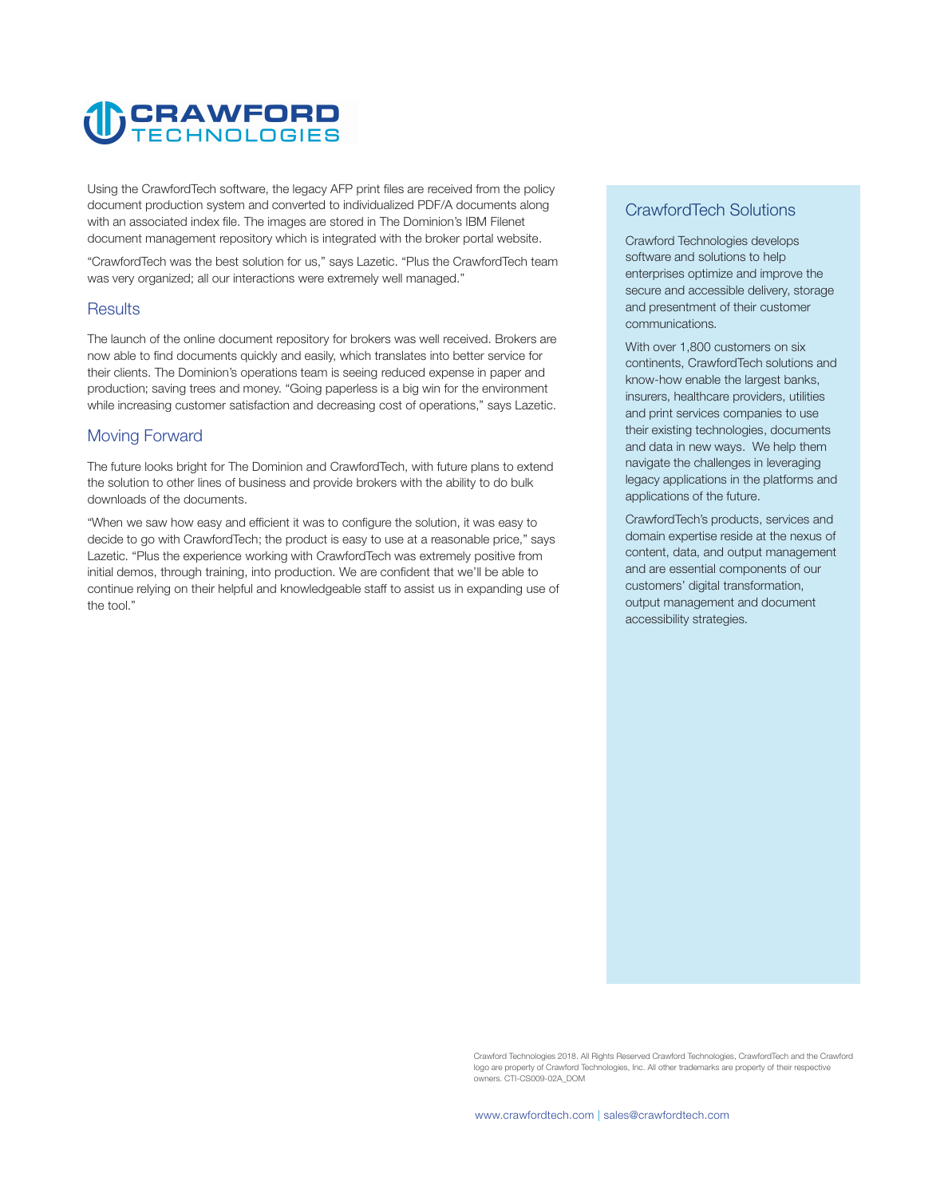CRAWFORD TECHNOLOGIES

Using the CrawfordTech software, the legacy AFP print files are received from the policy document production system and converted to individualized PDF/A documents along with an associated index file. The images are stored in The Dominion's IBM Filenet document management repository which is integrated with the broker portal website.

"CrawfordTech was the best solution for us," says Lazetic. "Plus the CrawfordTech team was very organized; all our interactions were extremely well managed."

## Results

The launch of the online document repository for brokers was well received. Brokers are now able to find documents quickly and easily, which translates into better service for their clients. The Dominion's operations team is seeing reduced expense in paper and production; saving trees and money. "Going paperless is a big win for the environment while increasing customer satisfaction and decreasing cost of operations," says Lazetic.

## Moving Forward

The future looks bright for The Dominion and CrawfordTech, with future plans to extend the solution to other lines of business and provide brokers with the ability to do bulk downloads of the documents.

"When we saw how easy and efficient it was to configure the solution, it was easy to decide to go with CrawfordTech; the product is easy to use at a reasonable price," says Lazetic. "Plus the experience working with CrawfordTech was extremely positive from initial demos, through training, into production. We are confident that we'll be able to continue relying on their helpful and knowledgeable staff to assist us in expanding use of the tool."

## CrawfordTech Solutions

Crawford Technologies develops software and solutions to help enterprises optimize and improve the secure and accessible delivery, storage and presentment of their customer communications.

With over 1,800 customers on six continents, CrawfordTech solutions and know-how enable the largest banks, insurers, healthcare providers, utilities and print services companies to use their existing technologies, documents and data in new ways. We help them navigate the challenges in leveraging legacy applications in the platforms and applications of the future.

CrawfordTech's products, services and domain expertise reside at the nexus of content, data, and output management and are essential components of our customers' digital transformation, output management and document accessibility strategies.

Crawford Technologies 2018. All Rights Reserved Crawford Technologies, CrawfordTech and the Crawford logo are property of Crawford Technologies, Inc. All other trademarks are property of their respective owners. CTI-CS009-02A_DOM

www.crawfordtech.com | sales@crawfordtech.com